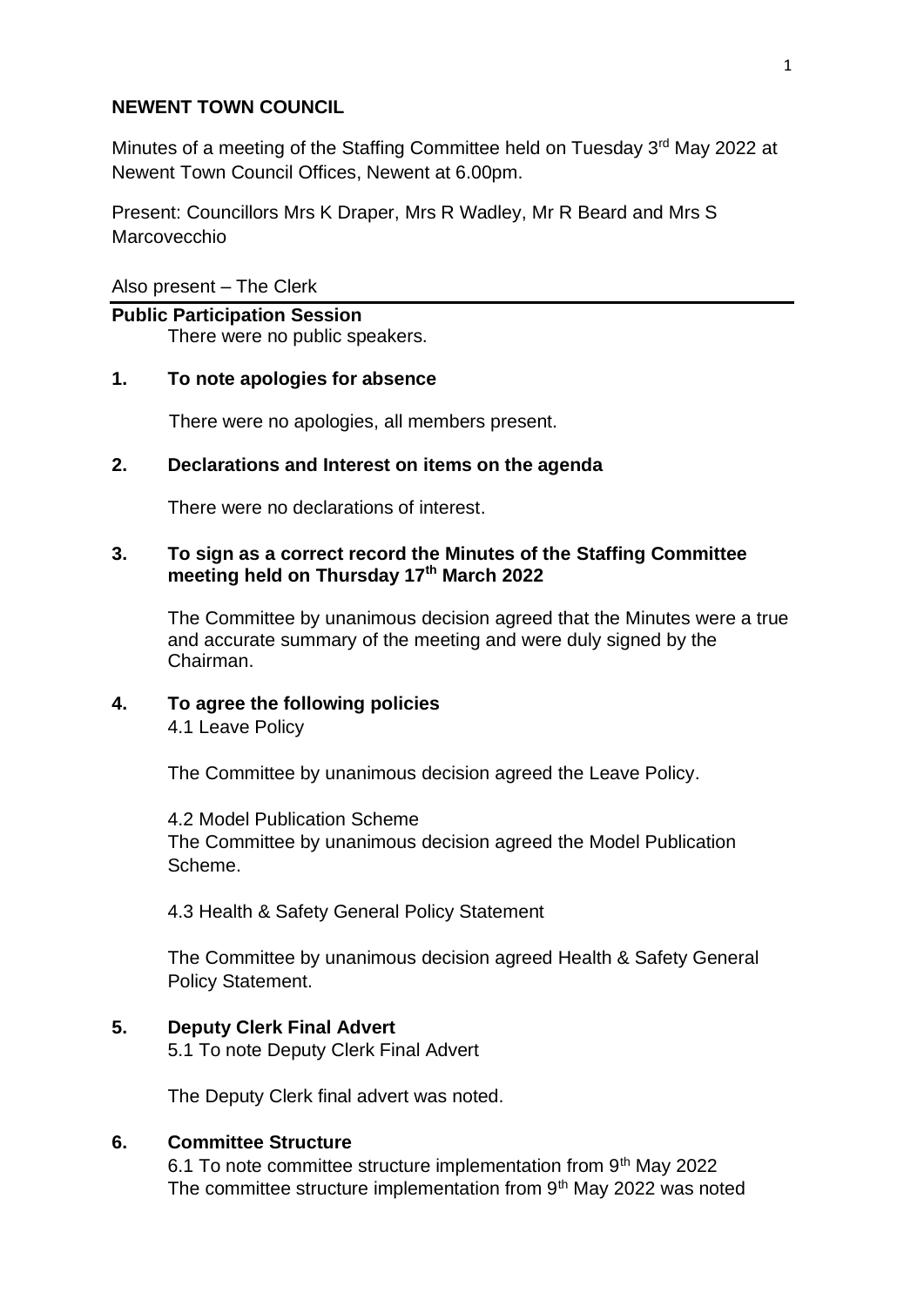**NEWENT TOWN COUNCIL**

Minutes of a meeting of the Staffing Committee held on Tuesday 3rd May 2022 at Newent Town Council Offices, Newent at 6.00pm.

Present: Councillors Mrs K Draper, Mrs R Wadley, Mr R Beard and Mrs S Marcovecchio

Also present – The Clerk

---

**Public Participation Session**

There were no public speakers.

**1. To note apologies for absence**

There were no apologies, all members present.

**2. Declarations and Interest on items on the agenda**

There were no declarations of interest.

**3. To sign as a correct record the Minutes of the Staffing Committee meeting held on Thursday 17th March 2022**

The Committee by unanimous decision agreed that the Minutes were a true and accurate summary of the meeting and were duly signed by the Chairman.

**4. To agree the following policies**

4.1 Leave Policy

The Committee by unanimous decision agreed the Leave Policy.

4.2 Model Publication Scheme

The Committee by unanimous decision agreed the Model Publication Scheme.

4.3 Health & Safety General Policy Statement

The Committee by unanimous decision agreed Health & Safety General Policy Statement.

**5. Deputy Clerk Final Advert**

5.1 To note Deputy Clerk Final Advert

The Deputy Clerk final advert was noted.

**6. Committee Structure**

6.1 To note committee structure implementation from 9th May 2022

The committee structure implementation from 9th May 2022 was noted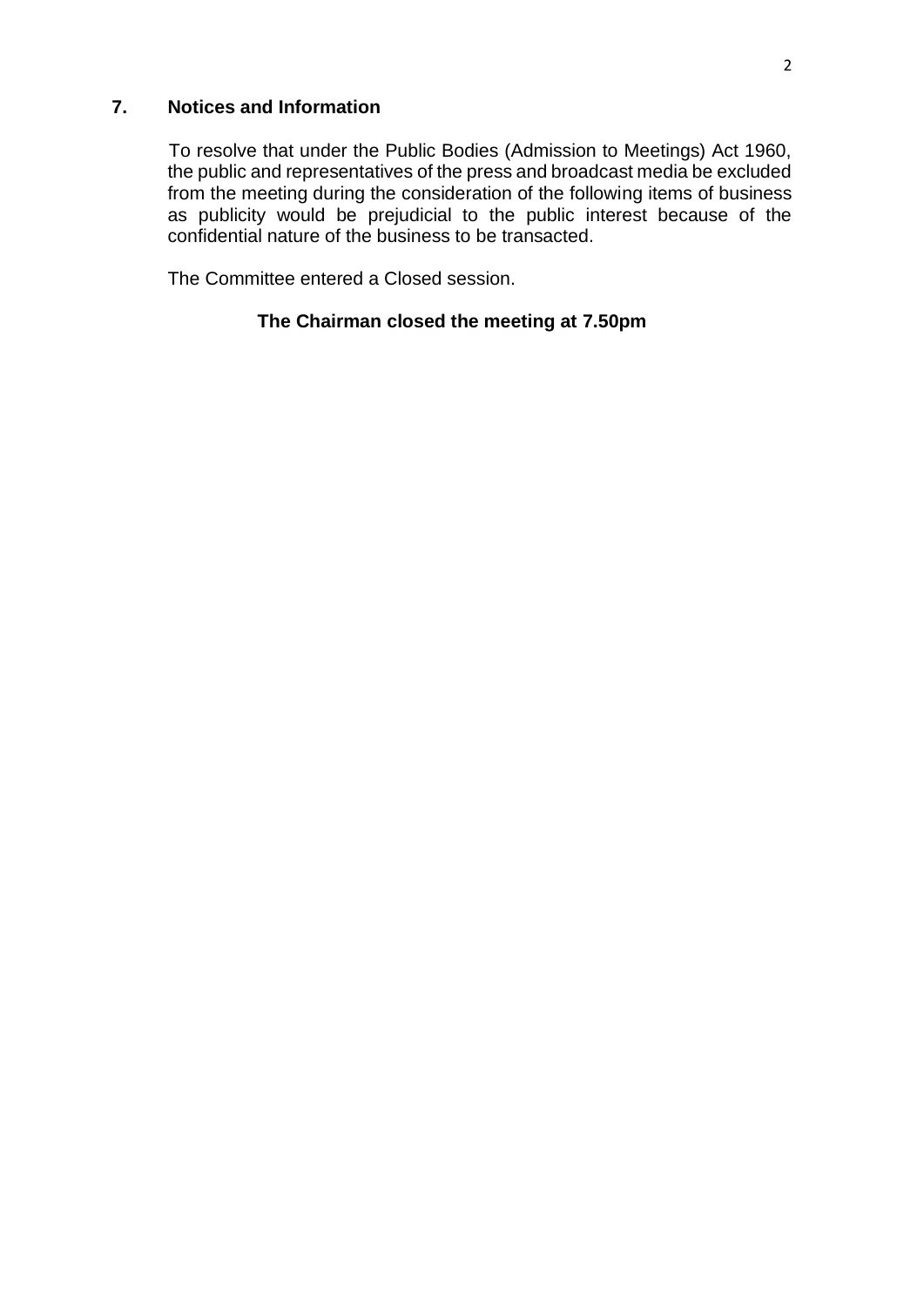## 7. Notices and Information

To resolve that under the Public Bodies (Admission to Meetings) Act 1960, the public and representatives of the press and broadcast media be excluded from the meeting during the consideration of the following items of business as publicity would be prejudicial to the public interest because of the confidential nature of the business to be transacted.

The Committee entered a Closed session.

**The Chairman closed the meeting at 7.50pm**